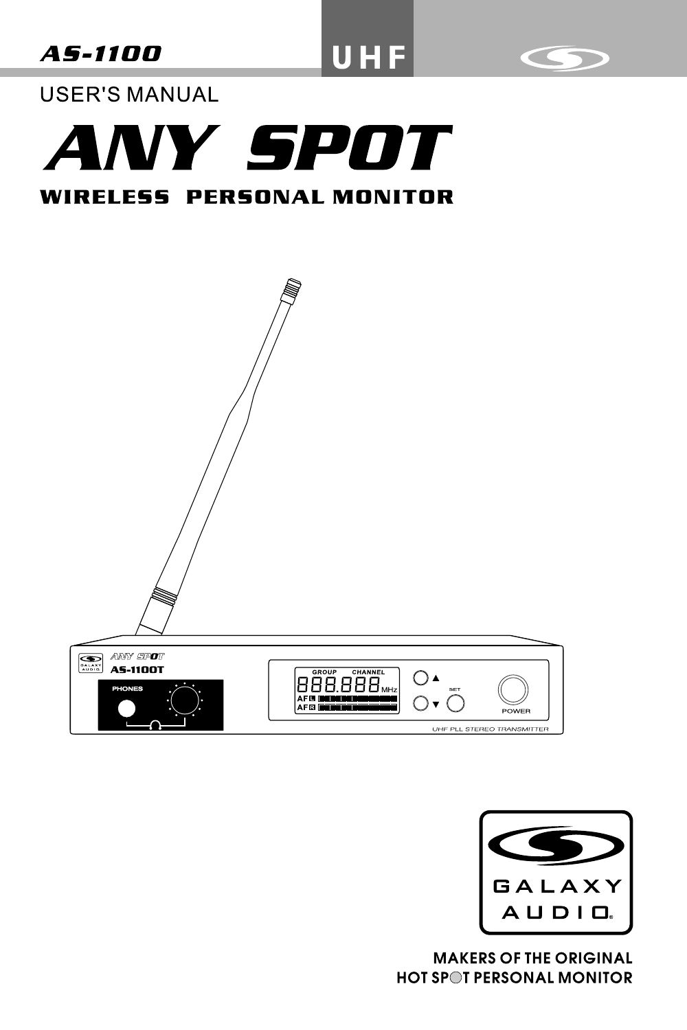**AS-1100** UHF

USER'S MANUAL

# ANY SPOT

## WIRELESS PERSONAL MONITOR

GALAXY AUDIO

**MAKERS OF THE ORIGINAL HOT SPOT PERSONAL MONITOR**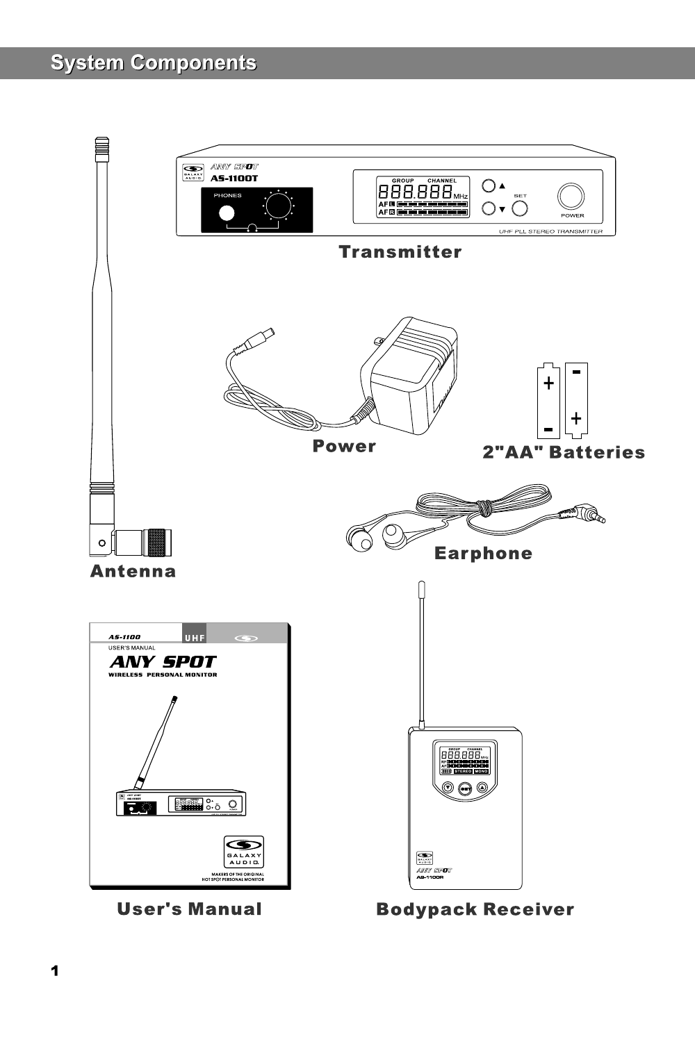# System Components

Transmitter

Power

2"AA" Batteries

Earphone

Antenna

User's Manual

Bodypack Receiver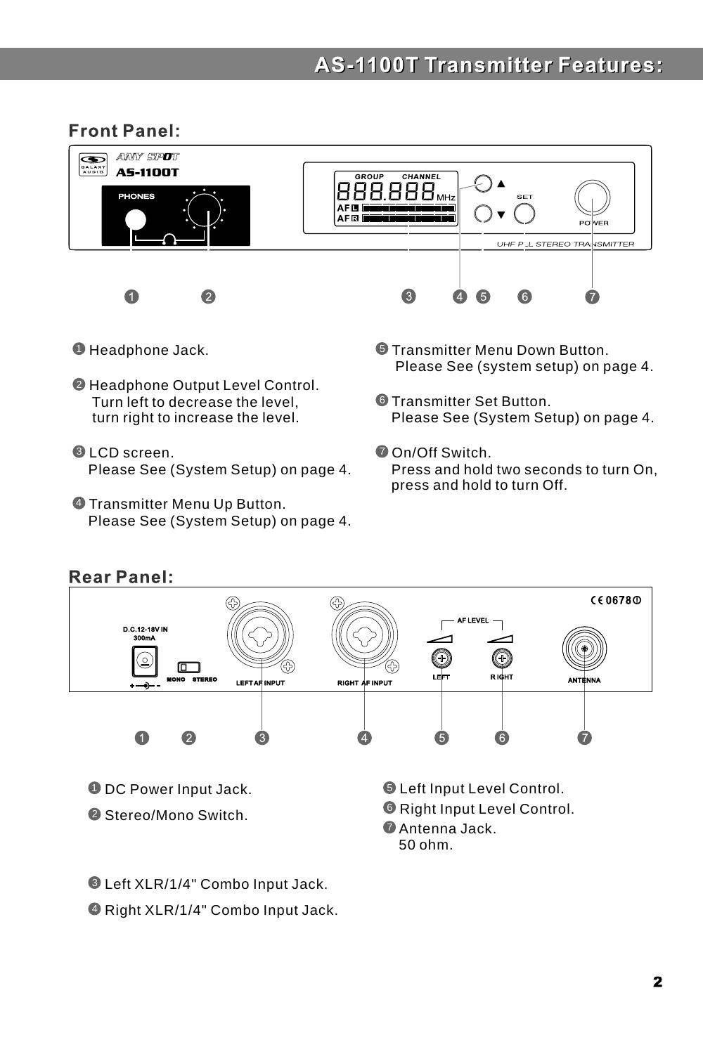# AS-1100T Transmitter Features:

## Front Panel:

1. Headphone Jack.
2. Headphone Output Level Control.
   Turn left to decrease the level,
   turn right to increase the level.
3. LCD screen.
   Please See (System Setup) on page 4.
4. Transmitter Menu Up Button.
   Please See (System Setup) on page 4.
5. Transmitter Menu Down Button.
   Please See (system setup) on page 4.
6. Transmitter Set Button.
   Please See (System Setup) on page 4.
7. On/Off Switch.
   Press and hold two seconds to turn On,
   press and hold to turn Off.

## Rear Panel:

1. DC Power Input Jack.
2. Stereo/Mono Switch.
3. Left XLR/1/4" Combo Input Jack.
4. Right XLR/1/4" Combo Input Jack.
5. Left Input Level Control.
6. Right Input Level Control.
7. Antenna Jack.
   50 ohm.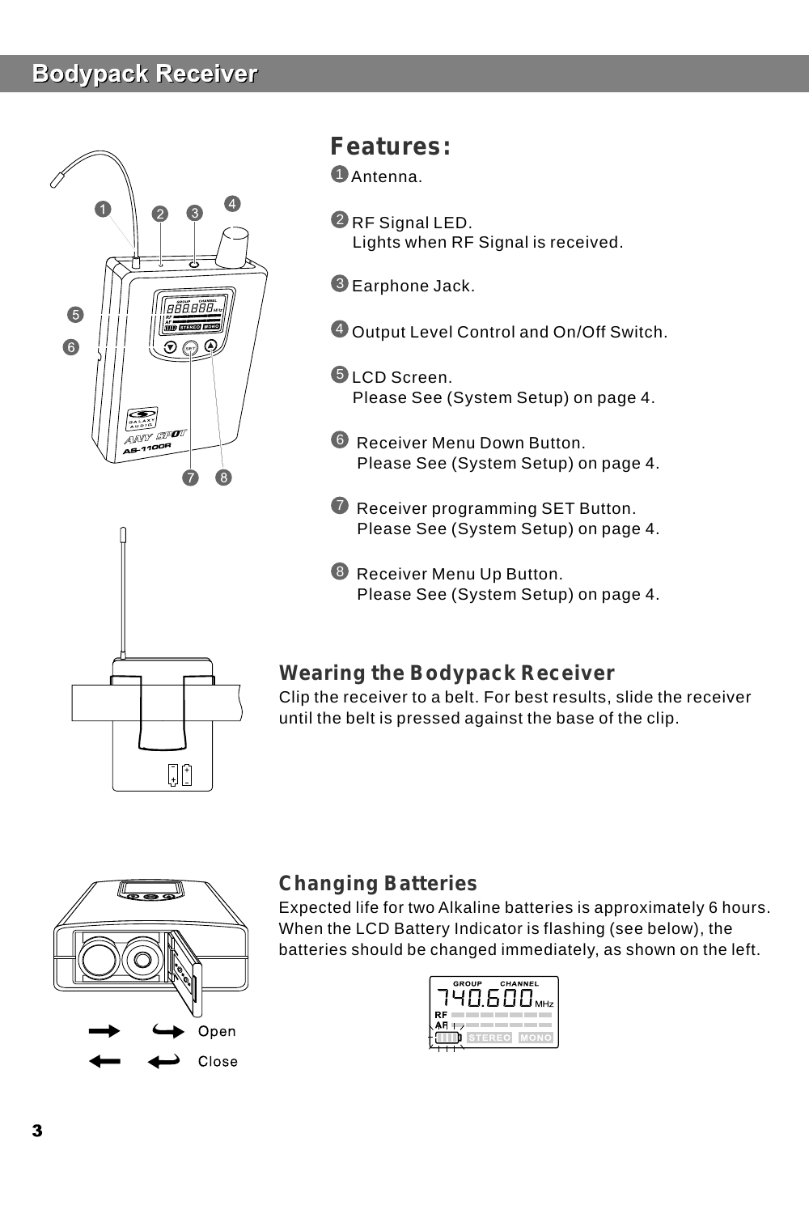## Bodypack Receiver

### Features:

1. Antenna.

2. RF Signal LED.
   Lights when RF Signal is received.

3. Earphone Jack.

4. Output Level Control and On/Off Switch.

5. LCD Screen.
   Please See (System Setup) on page 4.

6. Receiver Menu Down Button.
   Please See (System Setup) on page 4.

7. Receiver programming SET Button.
   Please See (System Setup) on page 4.

8. Receiver Menu Up Button.
   Please See (System Setup) on page 4.

### Wearing the Bodypack Receiver

Clip the receiver to a belt. For best results, slide the receiver until the belt is pressed against the base of the clip.

### Changing Batteries

Expected life for two Alkaline batteries is approximately 6 hours. When the LCD Battery Indicator is flashing (see below), the batteries should be changed immediately, as shown on the left.

Open

Close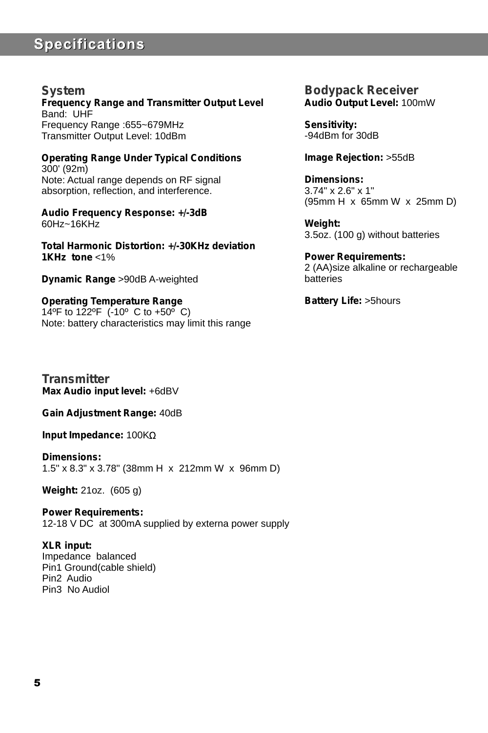# Specifications

## System

**Frequency Range and Transmitter Output Level**
Band: UHF
Frequency Range :655~679MHz
Transmitter Output Level: 10dBm

**Operating Range Under Typical Conditions**
300' (92m)
Note: Actual range depends on RF signal absorption, reflection, and interference.

**Audio Frequency Response: +/-3dB**
60Hz~16KHz

**Total Harmonic Distortion: +/-30KHz deviation 1KHz tone** <1%

**Dynamic Range** >90dB A-weighted

**Operating Temperature Range**
14ºF to 122ºF (-10º C to +50º C)
Note: battery characteristics may limit this range

## Transmitter

**Max Audio input level:** +6dBV

**Gain Adjustment Range:** 40dB

**Input Impedance:** 100KΩ

**Dimensions:**
1.5" x 8.3" x 3.78" (38mm H x 212mm W x 96mm D)

**Weight:** 21oz. (605 g)

**Power Requirements:**
12-18 V DC at 300mA supplied by externa power supply

**XLR input:**
Impedance balanced
Pin1 Ground(cable shield)
Pin2 Audio
Pin3 No Audiol

## Bodypack Receiver

**Audio Output Level:** 100mW

**Sensitivity:**
-94dBm for 30dB

**Image Rejection:** >55dB

**Dimensions:**
3.74" x 2.6" x 1"
(95mm H x 65mm W x 25mm D)

**Weight:**
3.5oz. (100 g) without batteries

**Power Requirements:**
2 (AA)size alkaline or rechargeable batteries

**Battery Life:** >5hours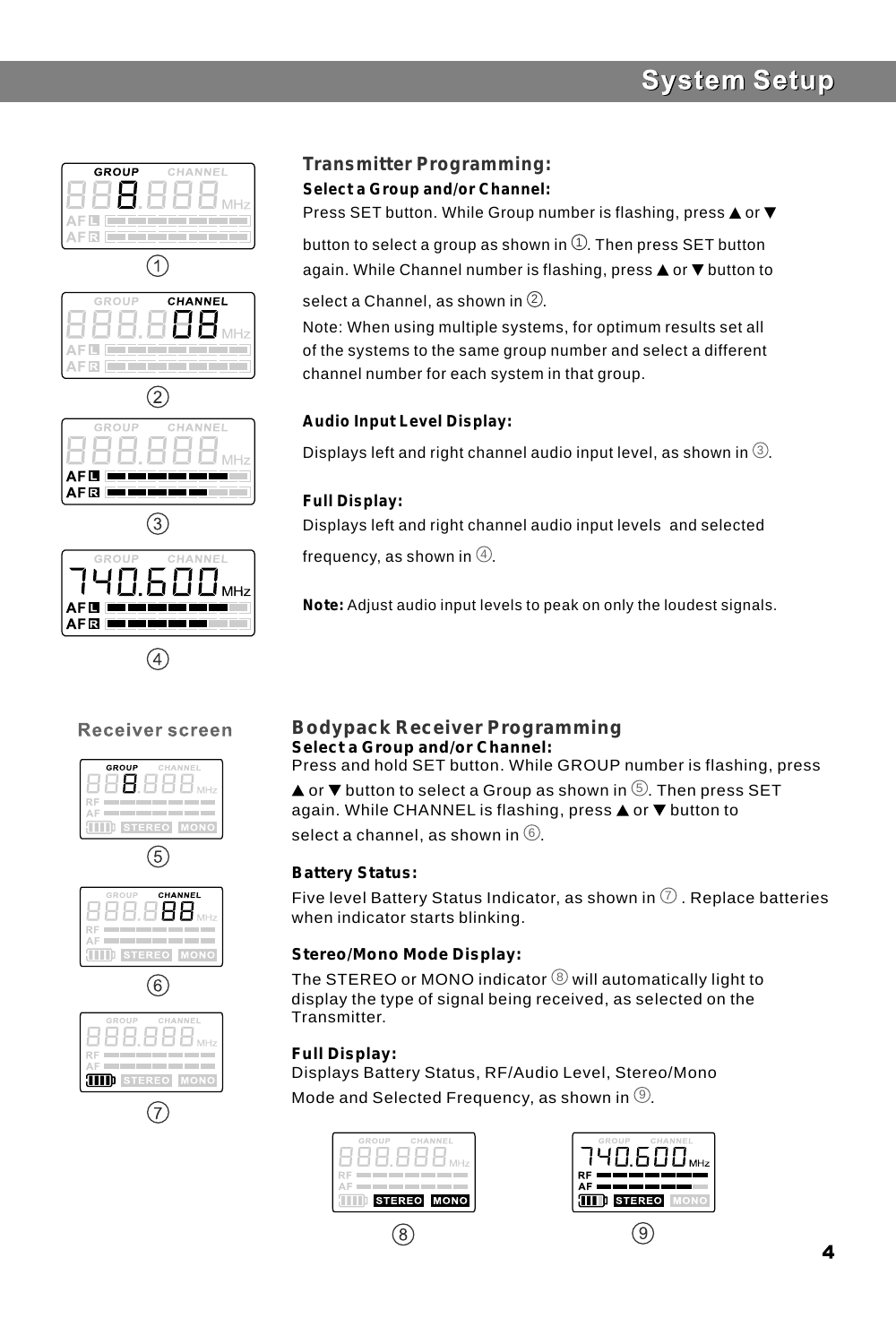# System Setup

## Transmitter Programming:

### Select a Group and/or Channel:

Press SET button. While Group number is flashing, press ▲ or ▼ button to select a group as shown in ①. Then press SET button again. While Channel number is flashing, press ▲ or ▼ button to select a Channel, as shown in ②.

Note: When using multiple systems, for optimum results set all of the systems to the same group number and select a different channel number for each system in that group.

### Audio Input Level Display:

Displays left and right channel audio input level, as shown in ③.

### Full Display:

Displays left and right channel audio input levels and selected frequency, as shown in ④.

**Note:** Adjust audio input levels to peak on only the loudest signals.

## Receiver screen

## Bodypack Receiver Programming

### Select a Group and/or Channel:

Press and hold SET button. While GROUP number is flashing, press ▲ or ▼ button to select a Group as shown in ⑤. Then press SET again. While CHANNEL is flashing, press ▲ or ▼ button to select a channel, as shown in ⑥.

### Battery Status:

Five level Battery Status Indicator, as shown in ⑦ . Replace batteries when indicator starts blinking.

### Stereo/Mono Mode Display:

The STEREO or MONO indicator ⑧ will automatically light to display the type of signal being received, as selected on the Transmitter.

### Full Display:

Displays Battery Status, RF/Audio Level, Stereo/Mono Mode and Selected Frequency, as shown in ⑨.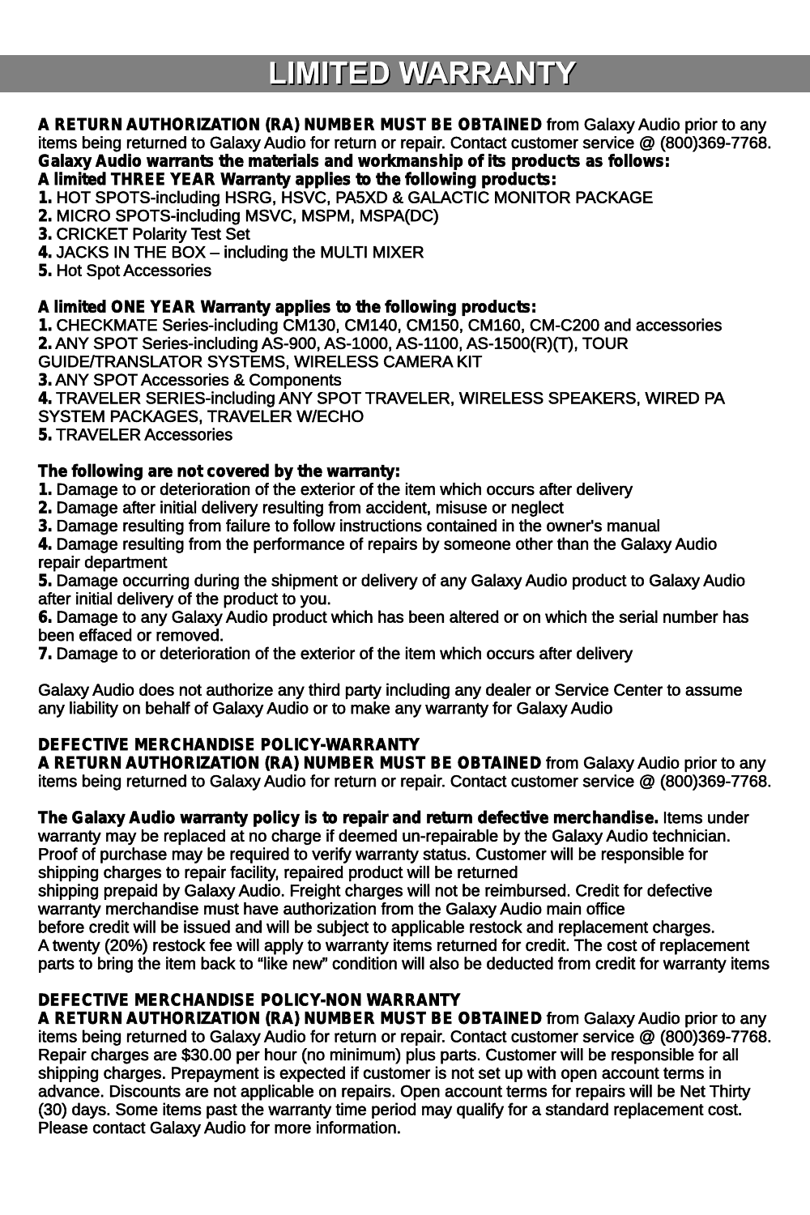# LIMITED WARRANTY

**A RETURN AUTHORIZATION (RA) NUMBER MUST BE OBTAINED** from Galaxy Audio prior to any items being returned to Galaxy Audio for return or repair. Contact customer service @ (800)369-7768.
**Galaxy Audio warrants the materials and workmanship of its products as follows:**
**A limited THREE YEAR Warranty applies to the following products:**
**1.** HOT SPOTS-including HSRG, HSVC, PA5XD & GALACTIC MONITOR PACKAGE
**2.** MICRO SPOTS-including MSVC, MSPM, MSPA(DC)
**3.** CRICKET Polarity Test Set
**4.** JACKS IN THE BOX – including the MULTI MIXER
**5.** Hot Spot Accessories

**A limited ONE YEAR Warranty applies to the following products:**
**1.** CHECKMATE Series-including CM130, CM140, CM150, CM160, CM-C200 and accessories
**2.** ANY SPOT Series-including AS-900, AS-1000, AS-1100, AS-1500(R)(T), TOUR GUIDE/TRANSLATOR SYSTEMS, WIRELESS CAMERA KIT
**3.** ANY SPOT Accessories & Components
**4.** TRAVELER SERIES-including ANY SPOT TRAVELER, WIRELESS SPEAKERS, WIRED PA SYSTEM PACKAGES, TRAVELER W/ECHO
**5.** TRAVELER Accessories

**The following are not covered by the warranty:**
**1.** Damage to or deterioration of the exterior of the item which occurs after delivery
**2.** Damage after initial delivery resulting from accident, misuse or neglect
**3.** Damage resulting from failure to follow instructions contained in the owner's manual
**4.** Damage resulting from the performance of repairs by someone other than the Galaxy Audio repair department
**5.** Damage occurring during the shipment or delivery of any Galaxy Audio product to Galaxy Audio after initial delivery of the product to you.
**6.** Damage to any Galaxy Audio product which has been altered or on which the serial number has been effaced or removed.
**7.** Damage to or deterioration of the exterior of the item which occurs after delivery

Galaxy Audio does not authorize any third party including any dealer or Service Center to assume any liability on behalf of Galaxy Audio or to make any warranty for Galaxy Audio

**DEFECTIVE MERCHANDISE POLICY-WARRANTY**
**A RETURN AUTHORIZATION (RA) NUMBER MUST BE OBTAINED** from Galaxy Audio prior to any items being returned to Galaxy Audio for return or repair. Contact customer service @ (800)369-7768.

**The Galaxy Audio warranty policy is to repair and return defective merchandise.** Items under warranty may be replaced at no charge if deemed un-repairable by the Galaxy Audio technician. Proof of purchase may be required to verify warranty status. Customer will be responsible for shipping charges to repair facility, repaired product will be returned shipping prepaid by Galaxy Audio. Freight charges will not be reimbursed. Credit for defective warranty merchandise must have authorization from the Galaxy Audio main office before credit will be issued and will be subject to applicable restock and replacement charges. A twenty (20%) restock fee will apply to warranty items returned for credit. The cost of replacement parts to bring the item back to "like new" condition will also be deducted from credit for warranty items

**DEFECTIVE MERCHANDISE POLICY-NON WARRANTY**
**A RETURN AUTHORIZATION (RA) NUMBER MUST BE OBTAINED** from Galaxy Audio prior to any items being returned to Galaxy Audio for return or repair. Contact customer service @ (800)369-7768. Repair charges are $30.00 per hour (no minimum) plus parts. Customer will be responsible for all shipping charges. Prepayment is expected if customer is not set up with open account terms in advance. Discounts are not applicable on repairs. Open account terms for repairs will be Net Thirty (30) days. Some items past the warranty time period may qualify for a standard replacement cost. Please contact Galaxy Audio for more information.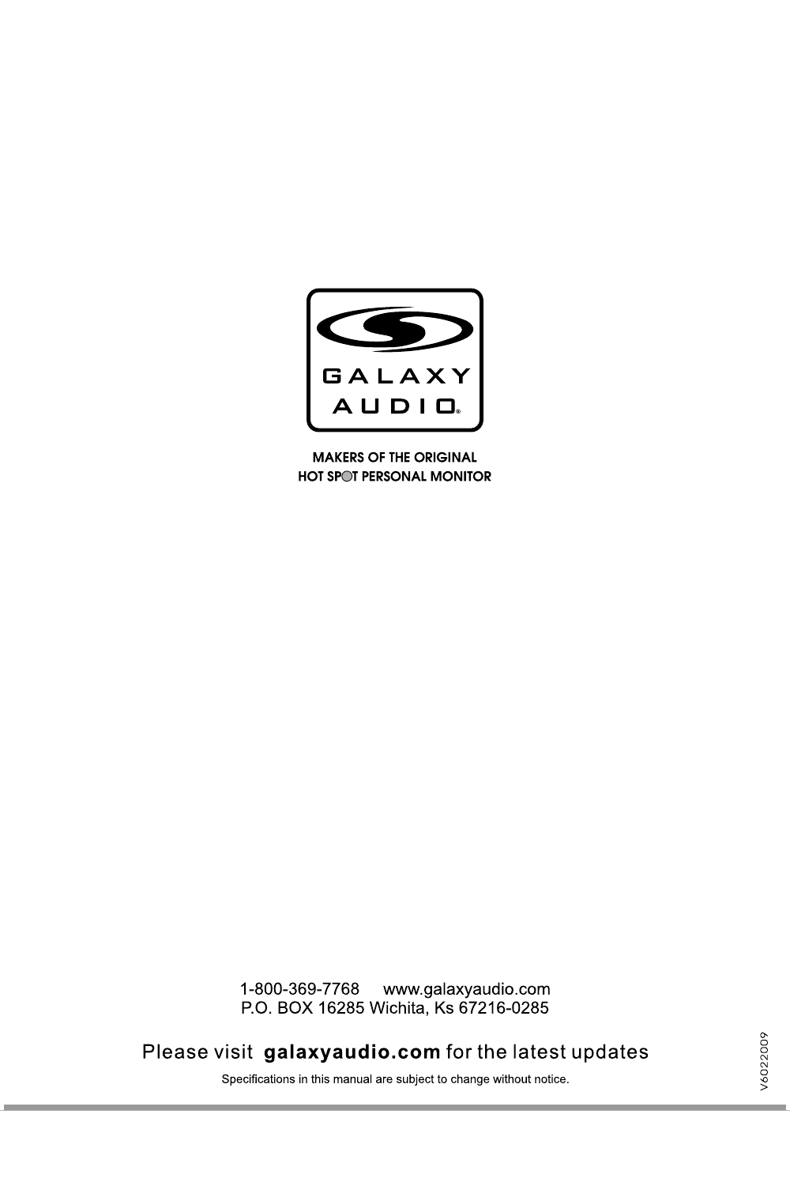GALAXY AUDIO®

MAKERS OF THE ORIGINAL
HOT SPOT PERSONAL MONITOR

1-800-369-7768     www.galaxyaudio.com
P.O. BOX 16285 Wichita, Ks 67216-0285

Please visit **galaxyaudio.com** for the latest updates

Specifications in this manual are subject to change without notice.

V6022009